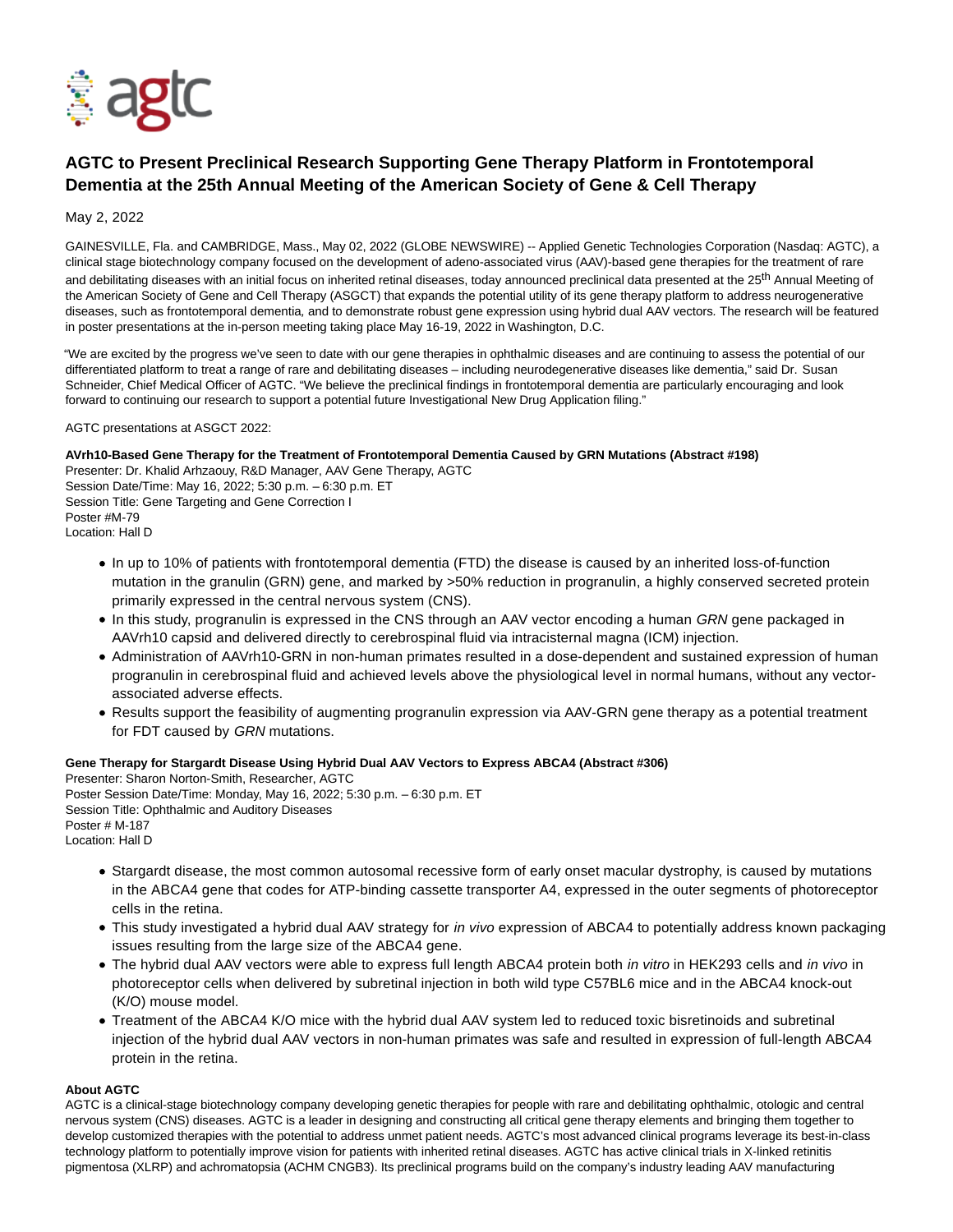# AGTC to Present Preclinical Research Supporting Gene Therapy Platform in Frontotemporal Dementia at the 25th Annual Meeting of the American Society of Gene & Cell Therapy

May 2, 2022

GAINESVILLE, Fla. and CAMBRIDGE, Mass., May 02, 2022 (GLOBE NEWSWIRE) -- Applied Genetic Technologies Corporation (Nasdaq: AGTC), a clinical stage biotechnology company focused on the development of adeno-associated virus (AAV)-based gene therapies for the treatment of rare and debilitating diseases with an initial focus on inherited retinal diseases, today announced preclinical data presented at the 25th Annual Meeting of the American Society of Gene and Cell Therapy (ASGCT) that expands the potential utility of its gene therapy platform to address neurodegenerative diseases, such as frontotemporal dementia, and to demonstrate robust gene expression using hybrid dual AAV vectors. The research will be featured in poster presentations at the in-person meeting taking place May 16-19, 2022 in Washington, D.C.

"We are excited by the progress we've seen to date with our gene therapies in ophthalmic diseases and are continuing to assess the potential of our differentiated platform to treat a range of rare and debilitating diseases – including neurodegenerative diseases like dementia," said Dr. Susan Schneider, Chief Medical Officer of AGTC. "We believe the preclinical findings in frontotemporal dementia are particularly encouraging and look forward to continuing our research to support a potential future Investigational New Drug Application filing."

AGTC presentations at ASGCT 2022:

**AVrh10-Based Gene Therapy for the Treatment of Frontotemporal Dementia Caused by GRN Mutations (Abstract #198)**
Presenter: Dr. Khalid Arhzaouy, R&D Manager, AAV Gene Therapy, AGTC
Session Date/Time: May 16, 2022; 5:30 p.m. – 6:30 p.m. ET
Session Title: Gene Targeting and Gene Correction I
Poster #M-79
Location: Hall D

- In up to 10% of patients with frontotemporal dementia (FTD) the disease is caused by an inherited loss-of-function mutation in the granulin (GRN) gene, and marked by >50% reduction in progranulin, a highly conserved secreted protein primarily expressed in the central nervous system (CNS).
- In this study, progranulin is expressed in the CNS through an AAV vector encoding a human *GRN* gene packaged in AAVrh10 capsid and delivered directly to cerebrospinal fluid via intracisternal magna (ICM) injection.
- Administration of AAVrh10-GRN in non-human primates resulted in a dose-dependent and sustained expression of human progranulin in cerebrospinal fluid and achieved levels above the physiological level in normal humans, without any vector-associated adverse effects.
- Results support the feasibility of augmenting progranulin expression via AAV-GRN gene therapy as a potential treatment for FDT caused by *GRN* mutations.

**Gene Therapy for Stargardt Disease Using Hybrid Dual AAV Vectors to Express ABCA4 (Abstract #306)**
Presenter: Sharon Norton-Smith, Researcher, AGTC
Poster Session Date/Time: Monday, May 16, 2022; 5:30 p.m. – 6:30 p.m. ET
Session Title: Ophthalmic and Auditory Diseases
Poster # M-187
Location: Hall D

- Stargardt disease, the most common autosomal recessive form of early onset macular dystrophy, is caused by mutations in the ABCA4 gene that codes for ATP-binding cassette transporter A4, expressed in the outer segments of photoreceptor cells in the retina.
- This study investigated a hybrid dual AAV strategy for *in vivo* expression of ABCA4 to potentially address known packaging issues resulting from the large size of the ABCA4 gene.
- The hybrid dual AAV vectors were able to express full length ABCA4 protein both *in vitro* in HEK293 cells and *in vivo* in photoreceptor cells when delivered by subretinal injection in both wild type C57BL6 mice and in the ABCA4 knock-out (K/O) mouse model.
- Treatment of the ABCA4 K/O mice with the hybrid dual AAV system led to reduced toxic bisretinoids and subretinal injection of the hybrid dual AAV vectors in non-human primates was safe and resulted in expression of full-length ABCA4 protein in the retina.

**About AGTC**
AGTC is a clinical-stage biotechnology company developing genetic therapies for people with rare and debilitating ophthalmic, otologic and central nervous system (CNS) diseases. AGTC is a leader in designing and constructing all critical gene therapy elements and bringing them together to develop customized therapies with the potential to address unmet patient needs. AGTC's most advanced clinical programs leverage its best-in-class technology platform to potentially improve vision for patients with inherited retinal diseases. AGTC has active clinical trials in X-linked retinitis pigmentosa (XLRP) and achromatopsia (ACHM CNGB3). Its preclinical programs build on the company's industry leading AAV manufacturing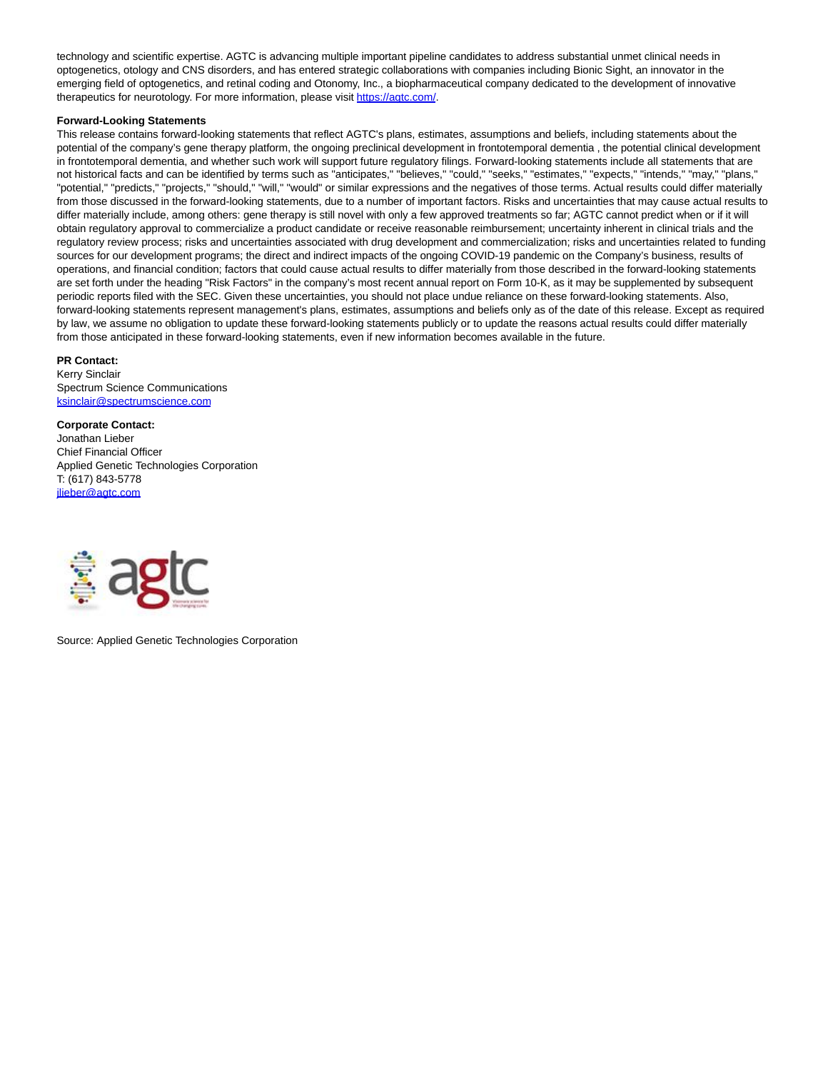technology and scientific expertise. AGTC is advancing multiple important pipeline candidates to address substantial unmet clinical needs in optogenetics, otology and CNS disorders, and has entered strategic collaborations with companies including Bionic Sight, an innovator in the emerging field of optogenetics, and retinal coding and Otonomy, Inc., a biopharmaceutical company dedicated to the development of innovative therapeutics for neurotology. For more information, please visit https://agtc.com/.

**Forward-Looking Statements**

This release contains forward-looking statements that reflect AGTC's plans, estimates, assumptions and beliefs, including statements about the potential of the company's gene therapy platform, the ongoing preclinical development in frontotemporal dementia , the potential clinical development in frontotemporal dementia, and whether such work will support future regulatory filings. Forward-looking statements include all statements that are not historical facts and can be identified by terms such as "anticipates," "believes," "could," "seeks," "estimates," "expects," "intends," "may," "plans," "potential," "predicts," "projects," "should," "will," "would" or similar expressions and the negatives of those terms. Actual results could differ materially from those discussed in the forward-looking statements, due to a number of important factors. Risks and uncertainties that may cause actual results to differ materially include, among others: gene therapy is still novel with only a few approved treatments so far; AGTC cannot predict when or if it will obtain regulatory approval to commercialize a product candidate or receive reasonable reimbursement; uncertainty inherent in clinical trials and the regulatory review process; risks and uncertainties associated with drug development and commercialization; risks and uncertainties related to funding sources for our development programs; the direct and indirect impacts of the ongoing COVID-19 pandemic on the Company's business, results of operations, and financial condition; factors that could cause actual results to differ materially from those described in the forward-looking statements are set forth under the heading "Risk Factors" in the company's most recent annual report on Form 10-K, as it may be supplemented by subsequent periodic reports filed with the SEC. Given these uncertainties, you should not place undue reliance on these forward-looking statements. Also, forward-looking statements represent management's plans, estimates, assumptions and beliefs only as of the date of this release. Except as required by law, we assume no obligation to update these forward-looking statements publicly or to update the reasons actual results could differ materially from those anticipated in these forward-looking statements, even if new information becomes available in the future.

**PR Contact:**
Kerry Sinclair
Spectrum Science Communications
ksinclair@spectrumscience.com

**Corporate Contact:**
Jonathan Lieber
Chief Financial Officer
Applied Genetic Technologies Corporation
T: (617) 843-5778
jlieber@agtc.com

Source: Applied Genetic Technologies Corporation